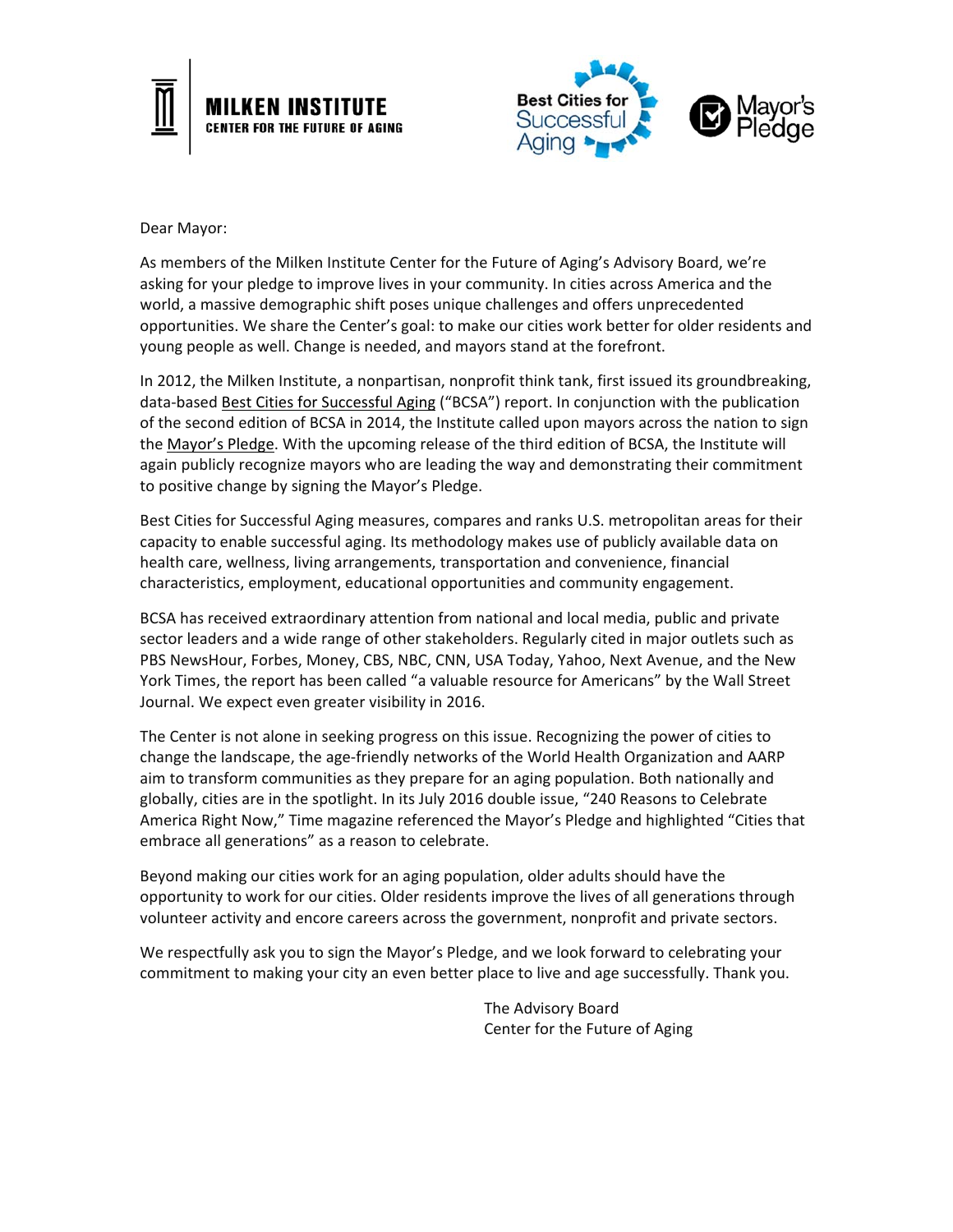MILKEN INSTITUTE
CENTER FOR THE FUTURE OF AGING

Best Cities for Successful Aging

Mayor's Pledge

Dear Mayor:

As members of the Milken Institute Center for the Future of Aging's Advisory Board, we're asking for your pledge to improve lives in your community. In cities across America and the world, a massive demographic shift poses unique challenges and offers unprecedented opportunities. We share the Center's goal: to make our cities work better for older residents and young people as well. Change is needed, and mayors stand at the forefront.

In 2012, the Milken Institute, a nonpartisan, nonprofit think tank, first issued its groundbreaking, data-based Best Cities for Successful Aging ("BCSA") report. In conjunction with the publication of the second edition of BCSA in 2014, the Institute called upon mayors across the nation to sign the Mayor's Pledge. With the upcoming release of the third edition of BCSA, the Institute will again publicly recognize mayors who are leading the way and demonstrating their commitment to positive change by signing the Mayor's Pledge.

Best Cities for Successful Aging measures, compares and ranks U.S. metropolitan areas for their capacity to enable successful aging. Its methodology makes use of publicly available data on health care, wellness, living arrangements, transportation and convenience, financial characteristics, employment, educational opportunities and community engagement.

BCSA has received extraordinary attention from national and local media, public and private sector leaders and a wide range of other stakeholders. Regularly cited in major outlets such as PBS NewsHour, Forbes, Money, CBS, NBC, CNN, USA Today, Yahoo, Next Avenue, and the New York Times, the report has been called "a valuable resource for Americans" by the Wall Street Journal. We expect even greater visibility in 2016.

The Center is not alone in seeking progress on this issue. Recognizing the power of cities to change the landscape, the age-friendly networks of the World Health Organization and AARP aim to transform communities as they prepare for an aging population. Both nationally and globally, cities are in the spotlight. In its July 2016 double issue, "240 Reasons to Celebrate America Right Now," Time magazine referenced the Mayor's Pledge and highlighted "Cities that embrace all generations" as a reason to celebrate.

Beyond making our cities work for an aging population, older adults should have the opportunity to work for our cities. Older residents improve the lives of all generations through volunteer activity and encore careers across the government, nonprofit and private sectors.

We respectfully ask you to sign the Mayor's Pledge, and we look forward to celebrating your commitment to making your city an even better place to live and age successfully. Thank you.

The Advisory Board
Center for the Future of Aging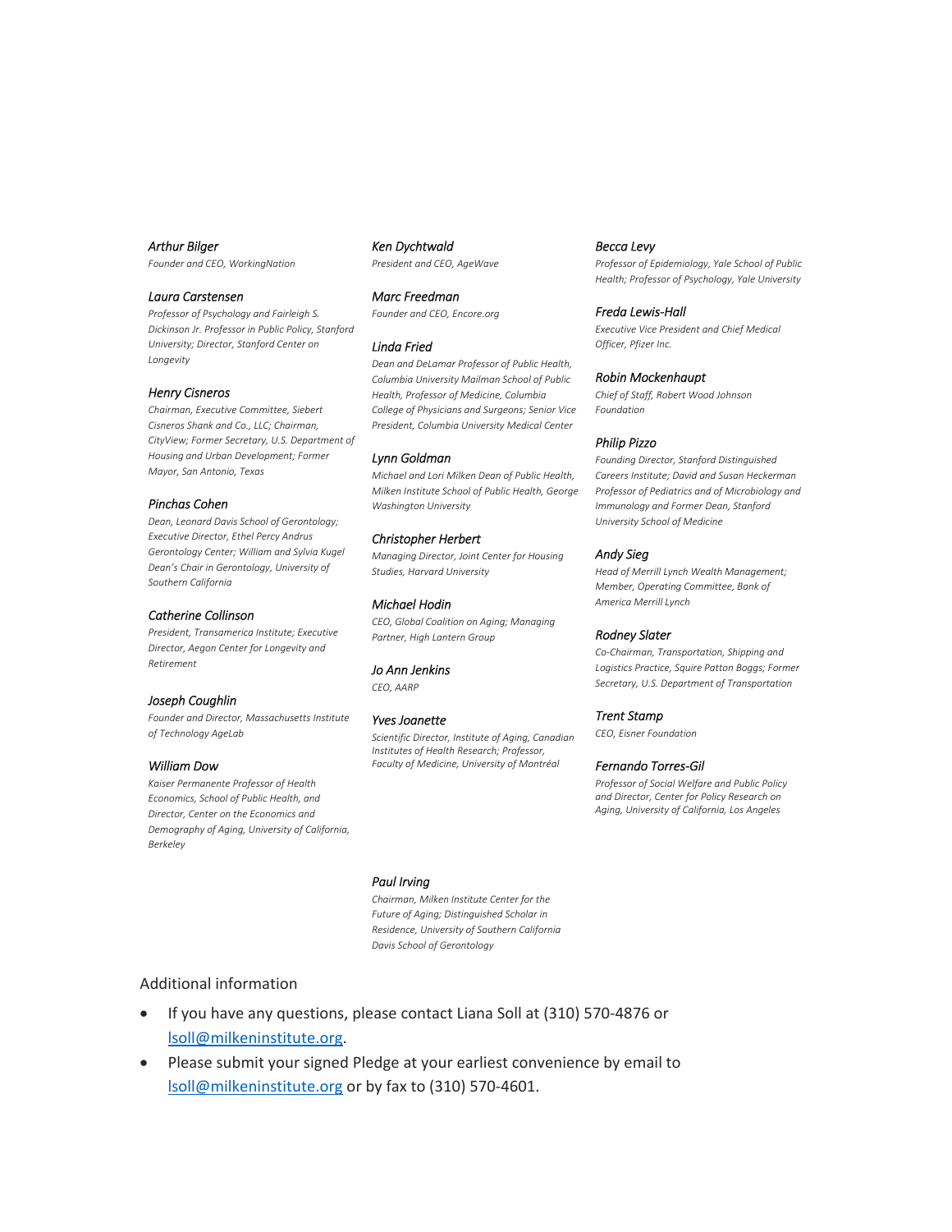*Arthur Bilger*
*Founder and CEO, WorkingNation*

*Laura Carstensen*
*Professor of Psychology and Fairleigh S. Dickinson Jr. Professor in Public Policy, Stanford University; Director, Stanford Center on Longevity*

*Henry Cisneros*
*Chairman, Executive Committee, Siebert Cisneros Shank and Co., LLC; Chairman, CityView; Former Secretary, U.S. Department of Housing and Urban Development; Former Mayor, San Antonio, Texas*

*Pinchas Cohen*
*Dean, Leonard Davis School of Gerontology; Executive Director, Ethel Percy Andrus Gerontology Center; William and Sylvia Kugel Dean's Chair in Gerontology, University of Southern California*

*Catherine Collinson*
*President, Transamerica Institute; Executive Director, Aegon Center for Longevity and Retirement*

*Joseph Coughlin*
*Founder and Director, Massachusetts Institute of Technology AgeLab*

*William Dow*
*Kaiser Permanente Professor of Health Economics, School of Public Health, and Director, Center on the Economics and Demography of Aging, University of California, Berkeley*

*Ken Dychtwald*
*President and CEO, AgeWave*

*Marc Freedman*
*Founder and CEO, Encore.org*

*Linda Fried*
*Dean and DeLamar Professor of Public Health, Columbia University Mailman School of Public Health, Professor of Medicine, Columbia College of Physicians and Surgeons; Senior Vice President, Columbia University Medical Center*

*Lynn Goldman*
*Michael and Lori Milken Dean of Public Health, Milken Institute School of Public Health, George Washington University*

*Christopher Herbert*
*Managing Director, Joint Center for Housing Studies, Harvard University*

*Michael Hodin*
*CEO, Global Coalition on Aging; Managing Partner, High Lantern Group*

*Jo Ann Jenkins*
*CEO, AARP*

*Yves Joanette*
*Scientific Director, Institute of Aging, Canadian Institutes of Health Research; Professor, Faculty of Medicine, University of Montréal*

*Becca Levy*
*Professor of Epidemiology, Yale School of Public Health; Professor of Psychology, Yale University*

*Freda Lewis-Hall*
*Executive Vice President and Chief Medical Officer, Pfizer Inc.*

*Robin Mockenhaupt*
*Chief of Staff, Robert Wood Johnson Foundation*

*Philip Pizzo*
*Founding Director, Stanford Distinguished Careers Institute; David and Susan Heckerman Professor of Pediatrics and of Microbiology and Immunology and Former Dean, Stanford University School of Medicine*

*Andy Sieg*
*Head of Merrill Lynch Wealth Management; Member, Operating Committee, Bank of America Merrill Lynch*

*Rodney Slater*
*Co-Chairman, Transportation, Shipping and Logistics Practice, Squire Patton Boggs; Former Secretary, U.S. Department of Transportation*

*Trent Stamp*
*CEO, Eisner Foundation*

*Fernando Torres-Gil*
*Professor of Social Welfare and Public Policy and Director, Center for Policy Research on Aging, University of California, Los Angeles*

*Paul Irving*
*Chairman, Milken Institute Center for the Future of Aging; Distinguished Scholar in Residence, University of Southern California Davis School of Gerontology*

## Additional information

- If you have any questions, please contact Liana Soll at (310) 570-4876 or lsoll@milkeninstitute.org.
- Please submit your signed Pledge at your earliest convenience by email to lsoll@milkeninstitute.org or by fax to (310) 570-4601.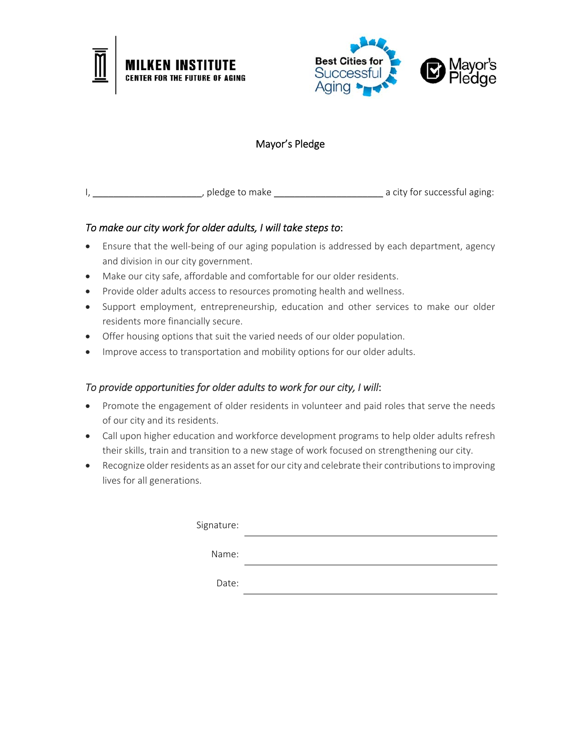MILKEN INSTITUTE
CENTER FOR THE FUTURE OF AGING

Best Cities for Successful Aging

Mayor's Pledge

# Mayor's Pledge

I, ____________________, pledge to make ____________________ a city for successful aging:

*To make our city work for older adults, I will take steps to*:

- Ensure that the well-being of our aging population is addressed by each department, agency and division in our city government.
- Make our city safe, affordable and comfortable for our older residents.
- Provide older adults access to resources promoting health and wellness.
- Support employment, entrepreneurship, education and other services to make our older residents more financially secure.
- Offer housing options that suit the varied needs of our older population.
- Improve access to transportation and mobility options for our older adults.

*To provide opportunities for older adults to work for our city, I will*:

- Promote the engagement of older residents in volunteer and paid roles that serve the needs of our city and its residents.
- Call upon higher education and workforce development programs to help older adults refresh their skills, train and transition to a new stage of work focused on strengthening our city.
- Recognize older residents as an asset for our city and celebrate their contributions to improving lives for all generations.

Signature: ______________________________

Name: ______________________________

Date: ______________________________